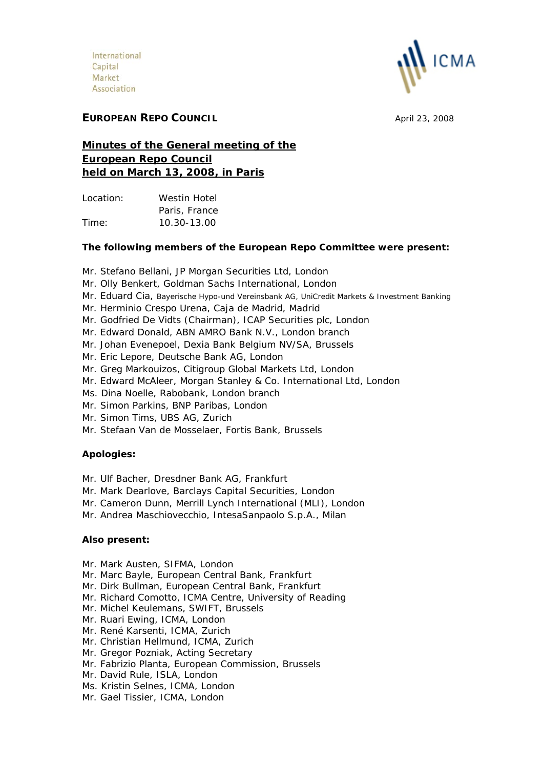International
Capital
Market
Association

ICMA

**EUROPEAN REPO COUNCIL**

April 23, 2008

# Minutes of the General meeting of the European Repo Council held on March 13, 2008, in Paris

| | |
|---|---|
| Location: | Westin Hotel<br>Paris, France |
| Time: | 10.30-13.00 |

**The following members of the European Repo Committee were present:**

Mr. Stefano Bellani, JP Morgan Securities Ltd, London
Mr. Olly Benkert, Goldman Sachs International, London
Mr. Eduard Cia, Bayerische Hypo-und Vereinsbank AG, UniCredit Markets & Investment Banking
Mr. Herminio Crespo Urena, Caja de Madrid, Madrid
Mr. Godfried De Vidts (Chairman), ICAP Securities plc, London
Mr. Edward Donald, ABN AMRO Bank N.V., London branch
Mr. Johan Evenepoel, Dexia Bank Belgium NV/SA, Brussels
Mr. Eric Lepore, Deutsche Bank AG, London
Mr. Greg Markouizos, Citigroup Global Markets Ltd, London
Mr. Edward McAleer, Morgan Stanley & Co. International Ltd, London
Ms. Dina Noelle, Rabobank, London branch
Mr. Simon Parkins, BNP Paribas, London
Mr. Simon Tims, UBS AG, Zurich
Mr. Stefaan Van de Mosselaer, Fortis Bank, Brussels

**Apologies:**

Mr. Ulf Bacher, Dresdner Bank AG, Frankfurt
Mr. Mark Dearlove, Barclays Capital Securities, London
Mr. Cameron Dunn, Merrill Lynch International (MLI), London
Mr. Andrea Maschiovecchio, IntesaSanpaolo S.p.A., Milan

**Also present:**

Mr. Mark Austen, SIFMA, London
Mr. Marc Bayle, European Central Bank, Frankfurt
Mr. Dirk Bullman, European Central Bank, Frankfurt
Mr. Richard Comotto, ICMA Centre, University of Reading
Mr. Michel Keulemans, SWIFT, Brussels
Mr. Ruari Ewing, ICMA, London
Mr. René Karsenti, ICMA, Zurich
Mr. Christian Hellmund, ICMA, Zurich
Mr. Gregor Pozniak, Acting Secretary
Mr. Fabrizio Planta, European Commission, Brussels
Mr. David Rule, ISLA, London
Ms. Kristin Selnes, ICMA, London
Mr. Gael Tissier, ICMA, London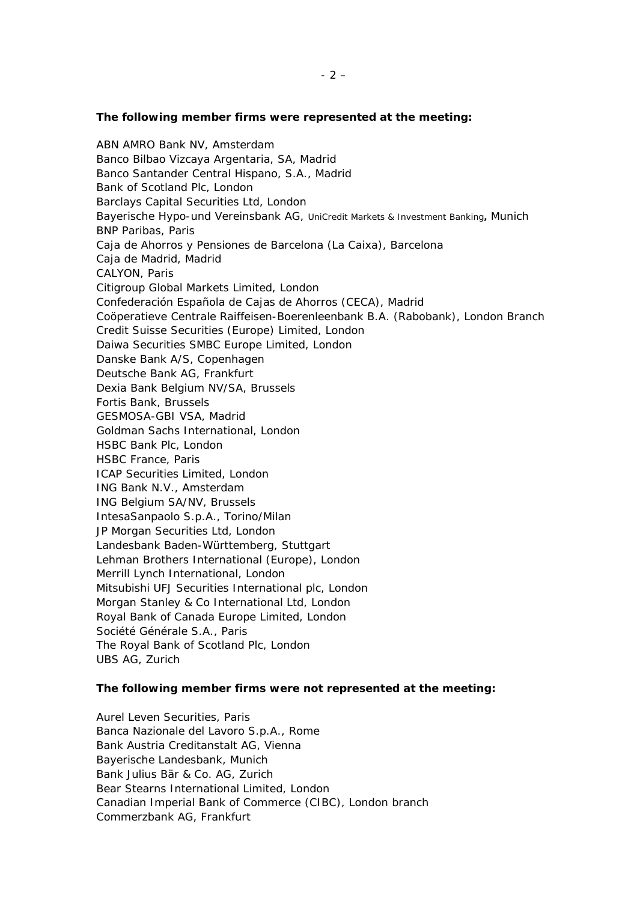**The following member firms were represented at the meeting:**

ABN AMRO Bank NV, Amsterdam
Banco Bilbao Vizcaya Argentaria, SA, Madrid
Banco Santander Central Hispano, S.A., Madrid
Bank of Scotland Plc, London
Barclays Capital Securities Ltd, London
Bayerische Hypo-und Vereinsbank AG, UniCredit Markets & Investment Banking**,** Munich
BNP Paribas, Paris
Caja de Ahorros y Pensiones de Barcelona (La Caixa), Barcelona
Caja de Madrid, Madrid
CALYON, Paris
Citigroup Global Markets Limited, London
Confederación Española de Cajas de Ahorros (CECA), Madrid
Coöperatieve Centrale Raiffeisen-Boerenleenbank B.A. (Rabobank), London Branch
Credit Suisse Securities (Europe) Limited, London
Daiwa Securities SMBC Europe Limited, London
Danske Bank A/S, Copenhagen
Deutsche Bank AG, Frankfurt
Dexia Bank Belgium NV/SA, Brussels
Fortis Bank, Brussels
GESMOSA-GBI VSA, Madrid
Goldman Sachs International, London
HSBC Bank Plc, London
HSBC France, Paris
ICAP Securities Limited, London
ING Bank N.V., Amsterdam
ING Belgium SA/NV, Brussels
IntesaSanpaolo S.p.A., Torino/Milan
JP Morgan Securities Ltd, London
Landesbank Baden-Württemberg, Stuttgart
Lehman Brothers International (Europe), London
Merrill Lynch International, London
Mitsubishi UFJ Securities International plc, London
Morgan Stanley & Co International Ltd, London
Royal Bank of Canada Europe Limited, London
Société Générale S.A., Paris
The Royal Bank of Scotland Plc, London
UBS AG, Zurich

**The following member firms were not represented at the meeting:**

Aurel Leven Securities, Paris
Banca Nazionale del Lavoro S.p.A., Rome
Bank Austria Creditanstalt AG, Vienna
Bayerische Landesbank, Munich
Bank Julius Bär & Co. AG, Zurich
Bear Stearns International Limited, London
Canadian Imperial Bank of Commerce (CIBC), London branch
Commerzbank AG, Frankfurt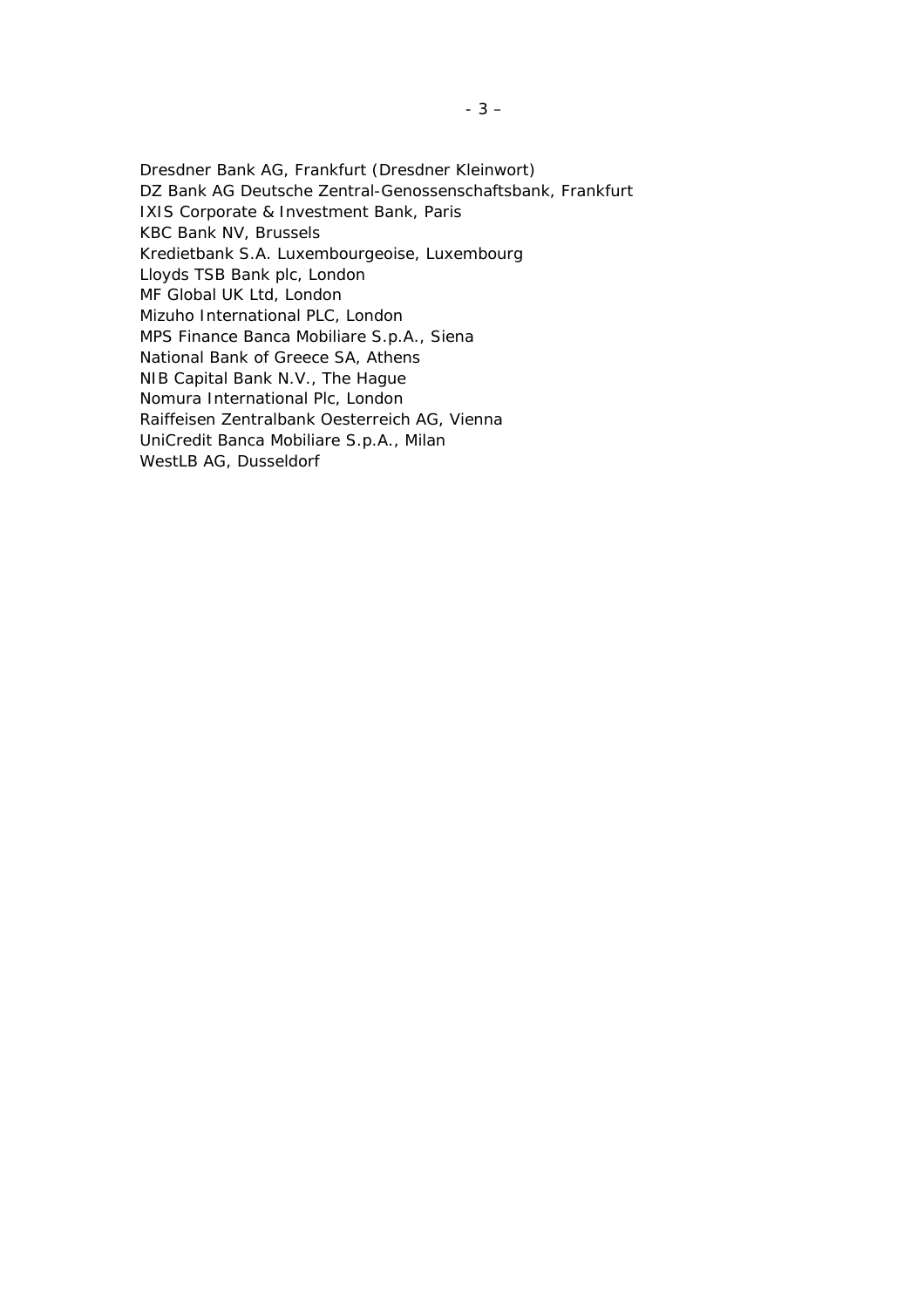Dresdner Bank AG, Frankfurt (Dresdner Kleinwort)
DZ Bank AG Deutsche Zentral-Genossenschaftsbank, Frankfurt
IXIS Corporate & Investment Bank, Paris
KBC Bank NV, Brussels
Kredietbank S.A. Luxembourgeoise, Luxembourg
Lloyds TSB Bank plc, London
MF Global UK Ltd, London
Mizuho International PLC, London
MPS Finance Banca Mobiliare S.p.A., Siena
National Bank of Greece SA, Athens
NIB Capital Bank N.V., The Hague
Nomura International Plc, London
Raiffeisen Zentralbank Oesterreich AG, Vienna
UniCredit Banca Mobiliare S.p.A., Milan
WestLB AG, Dusseldorf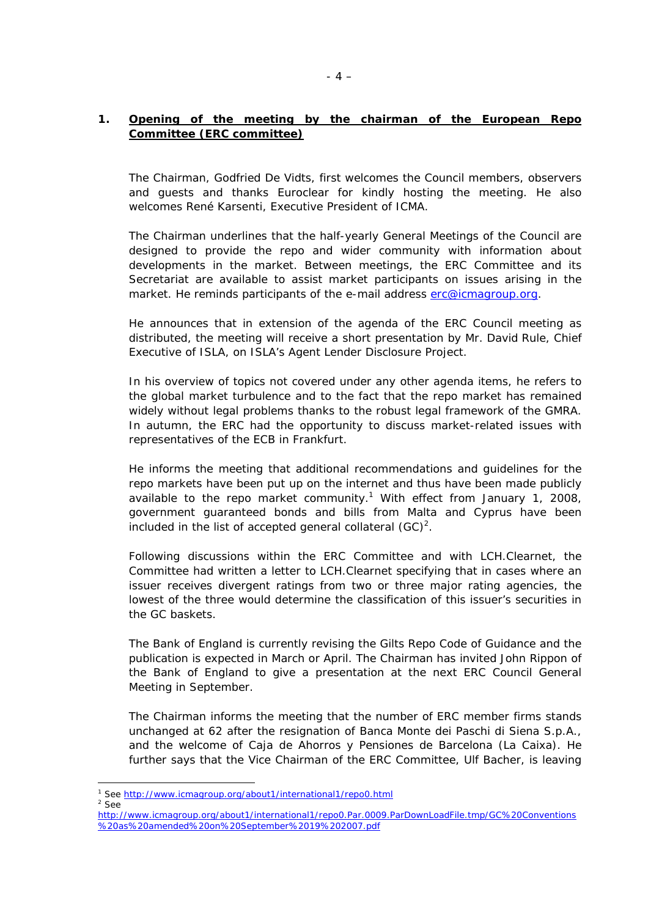## 1. Opening of the meeting by the chairman of the European Repo Committee (ERC committee)

The Chairman, Godfried De Vidts, first welcomes the Council members, observers and guests and thanks Euroclear for kindly hosting the meeting. He also welcomes René Karsenti, Executive President of ICMA.

The Chairman underlines that the half-yearly General Meetings of the Council are designed to provide the repo and wider community with information about developments in the market. Between meetings, the ERC Committee and its Secretariat are available to assist market participants on issues arising in the market. He reminds participants of the e-mail address erc@icmagroup.org.

He announces that in extension of the agenda of the ERC Council meeting as distributed, the meeting will receive a short presentation by Mr. David Rule, Chief Executive of ISLA, on ISLA's Agent Lender Disclosure Project.

In his overview of topics not covered under any other agenda items, he refers to the global market turbulence and to the fact that the repo market has remained widely without legal problems thanks to the robust legal framework of the GMRA. In autumn, the ERC had the opportunity to discuss market-related issues with representatives of the ECB in Frankfurt.

He informs the meeting that additional recommendations and guidelines for the repo markets have been put up on the internet and thus have been made publicly available to the repo market community.[1] With effect from January 1, 2008, government guaranteed bonds and bills from Malta and Cyprus have been included in the list of accepted general collateral (GC)[2].

Following discussions within the ERC Committee and with LCH.Clearnet, the Committee had written a letter to LCH.Clearnet specifying that in cases where an issuer receives divergent ratings from two or three major rating agencies, the lowest of the three would determine the classification of this issuer's securities in the GC baskets.

The Bank of England is currently revising the Gilts Repo Code of Guidance and the publication is expected in March or April. The Chairman has invited John Rippon of the Bank of England to give a presentation at the next ERC Council General Meeting in September.

The Chairman informs the meeting that the number of ERC member firms stands unchanged at 62 after the resignation of Banca Monte dei Paschi di Siena S.p.A., and the welcome of Caja de Ahorros y Pensiones de Barcelona (La Caixa). He further says that the Vice Chairman of the ERC Committee, Ulf Bacher, is leaving

---

[1] See http://www.icmagroup.org/about1/international1/repo0.html

[2] See http://www.icmagroup.org/about1/international1/repo0.Par.0009.ParDownLoadFile.tmp/GC%20Conventions%20as%20amended%20on%20September%2019%202007.pdf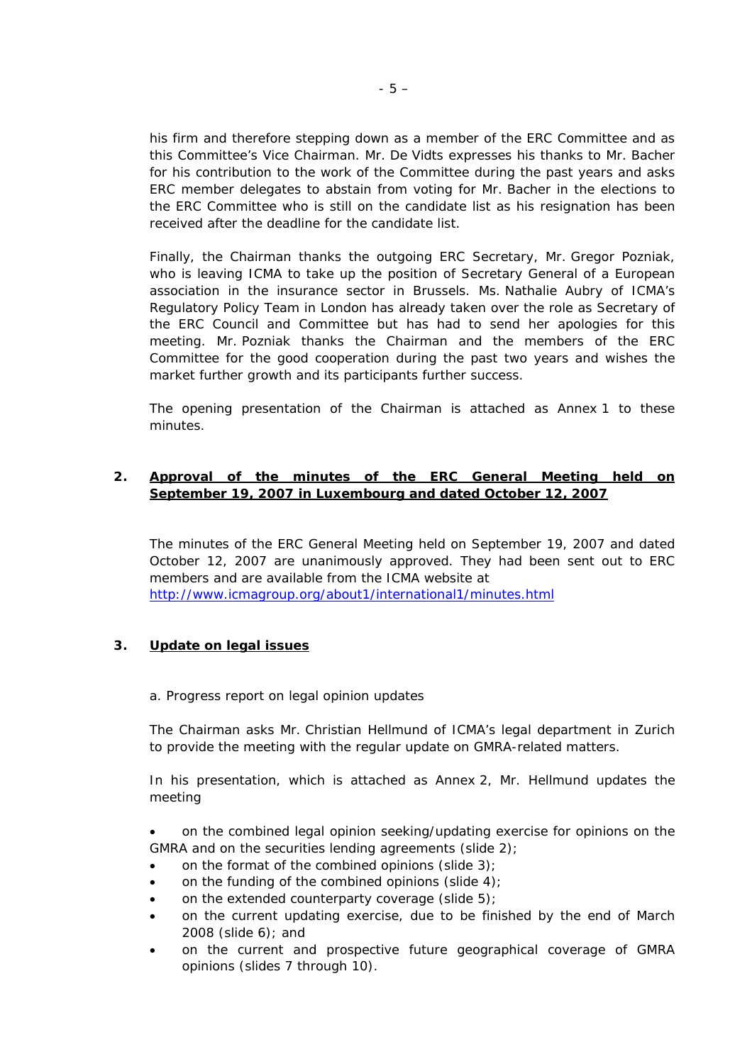his firm and therefore stepping down as a member of the ERC Committee and as this Committee's Vice Chairman. Mr. De Vidts expresses his thanks to Mr. Bacher for his contribution to the work of the Committee during the past years and asks ERC member delegates to abstain from voting for Mr. Bacher in the elections to the ERC Committee who is still on the candidate list as his resignation has been received after the deadline for the candidate list.

Finally, the Chairman thanks the outgoing ERC Secretary, Mr. Gregor Pozniak, who is leaving ICMA to take up the position of Secretary General of a European association in the insurance sector in Brussels. Ms. Nathalie Aubry of ICMA's Regulatory Policy Team in London has already taken over the role as Secretary of the ERC Council and Committee but has had to send her apologies for this meeting. Mr. Pozniak thanks the Chairman and the members of the ERC Committee for the good cooperation during the past two years and wishes the market further growth and its participants further success.

The opening presentation of the Chairman is attached as Annex 1 to these minutes.

## 2. <u>Approval of the minutes of the ERC General Meeting held on September 19, 2007 in Luxembourg and dated October 12, 2007</u>

The minutes of the ERC General Meeting held on September 19, 2007 and dated October 12, 2007 are unanimously approved. They had been sent out to ERC members and are available from the ICMA website at http://www.icmagroup.org/about1/international1/minutes.html

## 3. <u>Update on legal issues</u>

a. Progress report on legal opinion updates

The Chairman asks Mr. Christian Hellmund of ICMA's legal department in Zurich to provide the meeting with the regular update on GMRA-related matters.

In his presentation, which is attached as Annex 2, Mr. Hellmund updates the meeting

- on the combined legal opinion seeking/updating exercise for opinions on the GMRA and on the securities lending agreements (slide 2);
- on the format of the combined opinions (slide 3);
- on the funding of the combined opinions (slide 4);
- on the extended counterparty coverage (slide 5);
- on the current updating exercise, due to be finished by the end of March 2008 (slide 6); and
- on the current and prospective future geographical coverage of GMRA opinions (slides 7 through 10).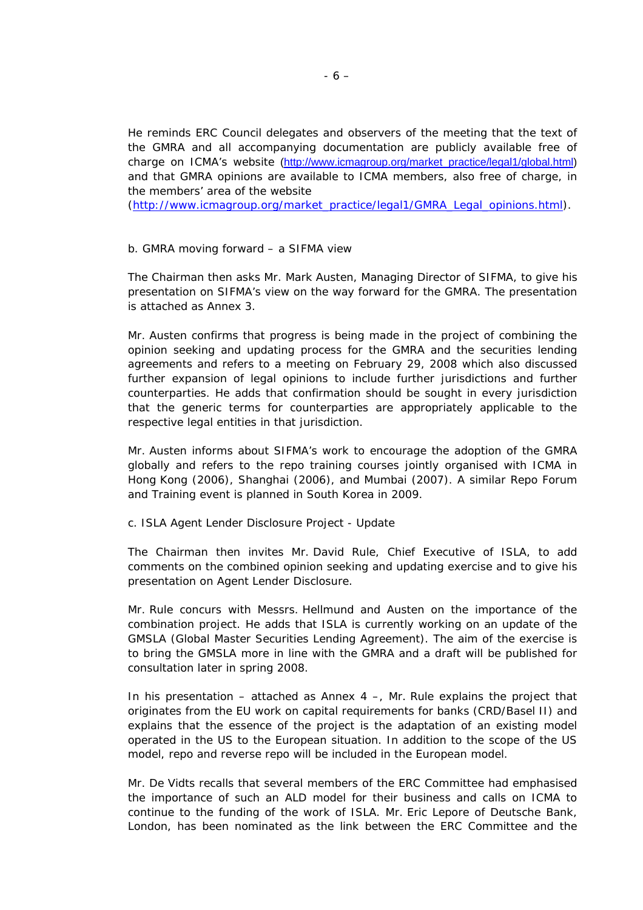He reminds ERC Council delegates and observers of the meeting that the text of the GMRA and all accompanying documentation are publicly available free of charge on ICMA's website (http://www.icmagroup.org/market_practice/legal1/global.html) and that GMRA opinions are available to ICMA members, also free of charge, in the members' area of the website (http://www.icmagroup.org/market_practice/legal1/GMRA_Legal_opinions.html).

b. GMRA moving forward – a SIFMA view

The Chairman then asks Mr. Mark Austen, Managing Director of SIFMA, to give his presentation on SIFMA's view on the way forward for the GMRA. The presentation is attached as Annex 3.

Mr. Austen confirms that progress is being made in the project of combining the opinion seeking and updating process for the GMRA and the securities lending agreements and refers to a meeting on February 29, 2008 which also discussed further expansion of legal opinions to include further jurisdictions and further counterparties. He adds that confirmation should be sought in every jurisdiction that the generic terms for counterparties are appropriately applicable to the respective legal entities in that jurisdiction.

Mr. Austen informs about SIFMA's work to encourage the adoption of the GMRA globally and refers to the repo training courses jointly organised with ICMA in Hong Kong (2006), Shanghai (2006), and Mumbai (2007). A similar Repo Forum and Training event is planned in South Korea in 2009.

c. ISLA Agent Lender Disclosure Project - Update

The Chairman then invites Mr. David Rule, Chief Executive of ISLA, to add comments on the combined opinion seeking and updating exercise and to give his presentation on Agent Lender Disclosure.

Mr. Rule concurs with Messrs. Hellmund and Austen on the importance of the combination project. He adds that ISLA is currently working on an update of the GMSLA (Global Master Securities Lending Agreement). The aim of the exercise is to bring the GMSLA more in line with the GMRA and a draft will be published for consultation later in spring 2008.

In his presentation – attached as Annex 4 –, Mr. Rule explains the project that originates from the EU work on capital requirements for banks (CRD/Basel II) and explains that the essence of the project is the adaptation of an existing model operated in the US to the European situation. In addition to the scope of the US model, repo and reverse repo will be included in the European model.

Mr. De Vidts recalls that several members of the ERC Committee had emphasised the importance of such an ALD model for their business and calls on ICMA to continue to the funding of the work of ISLA. Mr. Eric Lepore of Deutsche Bank, London, has been nominated as the link between the ERC Committee and the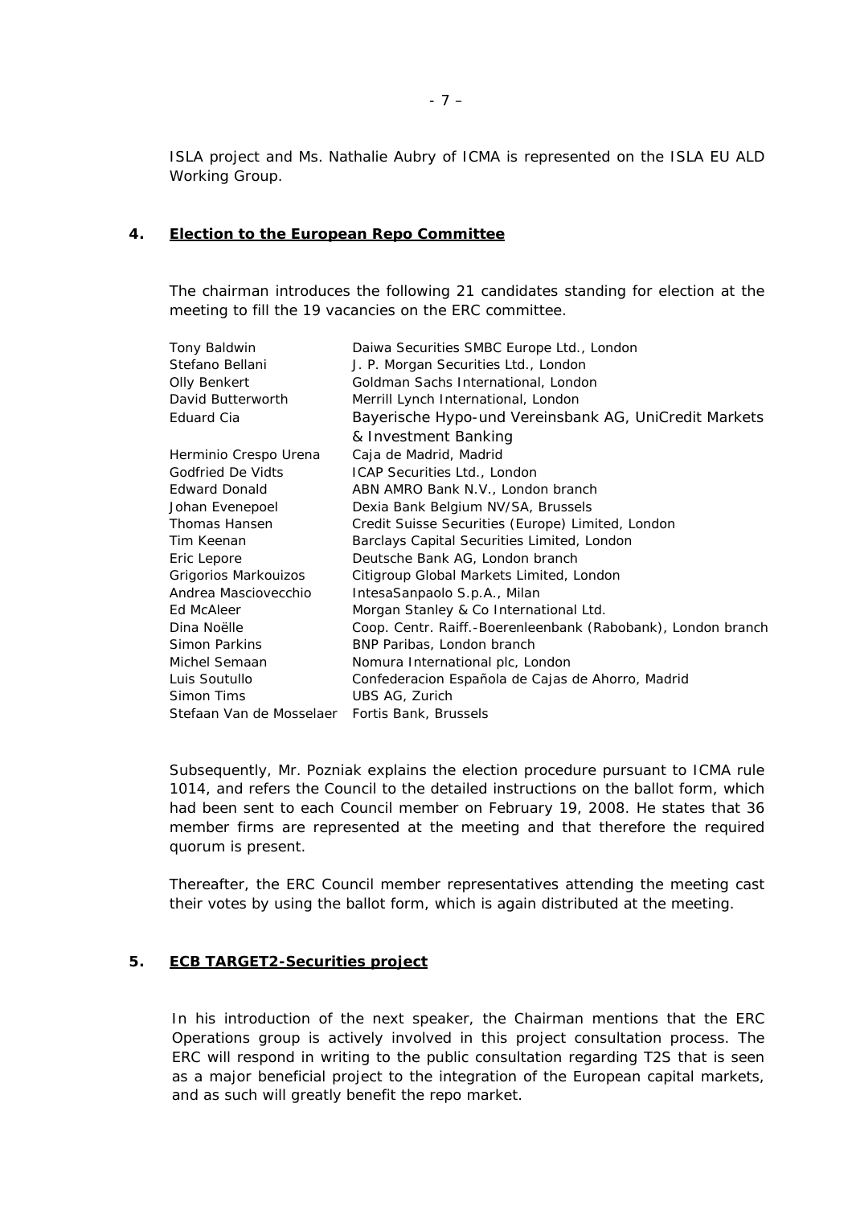ISLA project and Ms. Nathalie Aubry of ICMA is represented on the ISLA EU ALD Working Group.

## 4. Election to the European Repo Committee

The chairman introduces the following 21 candidates standing for election at the meeting to fill the 19 vacancies on the ERC committee.

| | |
|---|---|
| Tony Baldwin | Daiwa Securities SMBC Europe Ltd., London |
| Stefano Bellani | J. P. Morgan Securities Ltd., London |
| Olly Benkert | Goldman Sachs International, London |
| David Butterworth | Merrill Lynch International, London |
| Eduard Cia | Bayerische Hypo-und Vereinsbank AG, UniCredit Markets & Investment Banking |
| Herminio Crespo Urena | Caja de Madrid, Madrid |
| Godfried De Vidts | ICAP Securities Ltd., London |
| Edward Donald | ABN AMRO Bank N.V., London branch |
| Johan Evenepoel | Dexia Bank Belgium NV/SA, Brussels |
| Thomas Hansen | Credit Suisse Securities (Europe) Limited, London |
| Tim Keenan | Barclays Capital Securities Limited, London |
| Eric Lepore | Deutsche Bank AG, London branch |
| Grigorios Markouizos | Citigroup Global Markets Limited, London |
| Andrea Masciovecchio | IntesaSanpaolo S.p.A., Milan |
| Ed McAleer | Morgan Stanley & Co International Ltd. |
| Dina Noëlle | Coop. Centr. Raiff.-Boerenleenbank (Rabobank), London branch |
| Simon Parkins | BNP Paribas, London branch |
| Michel Semaan | Nomura International plc, London |
| Luis Soutullo | Confederacion Española de Cajas de Ahorro, Madrid |
| Simon Tims | UBS AG, Zurich |
| Stefaan Van de Mosselaer | Fortis Bank, Brussels |

Subsequently, Mr. Pozniak explains the election procedure pursuant to ICMA rule 1014, and refers the Council to the detailed instructions on the ballot form, which had been sent to each Council member on February 19, 2008. He states that 36 member firms are represented at the meeting and that therefore the required quorum is present.

Thereafter, the ERC Council member representatives attending the meeting cast their votes by using the ballot form, which is again distributed at the meeting.

## 5. ECB TARGET2-Securities project

In his introduction of the next speaker, the Chairman mentions that the ERC Operations group is actively involved in this project consultation process. The ERC will respond in writing to the public consultation regarding T2S that is seen as a major beneficial project to the integration of the European capital markets, and as such will greatly benefit the repo market.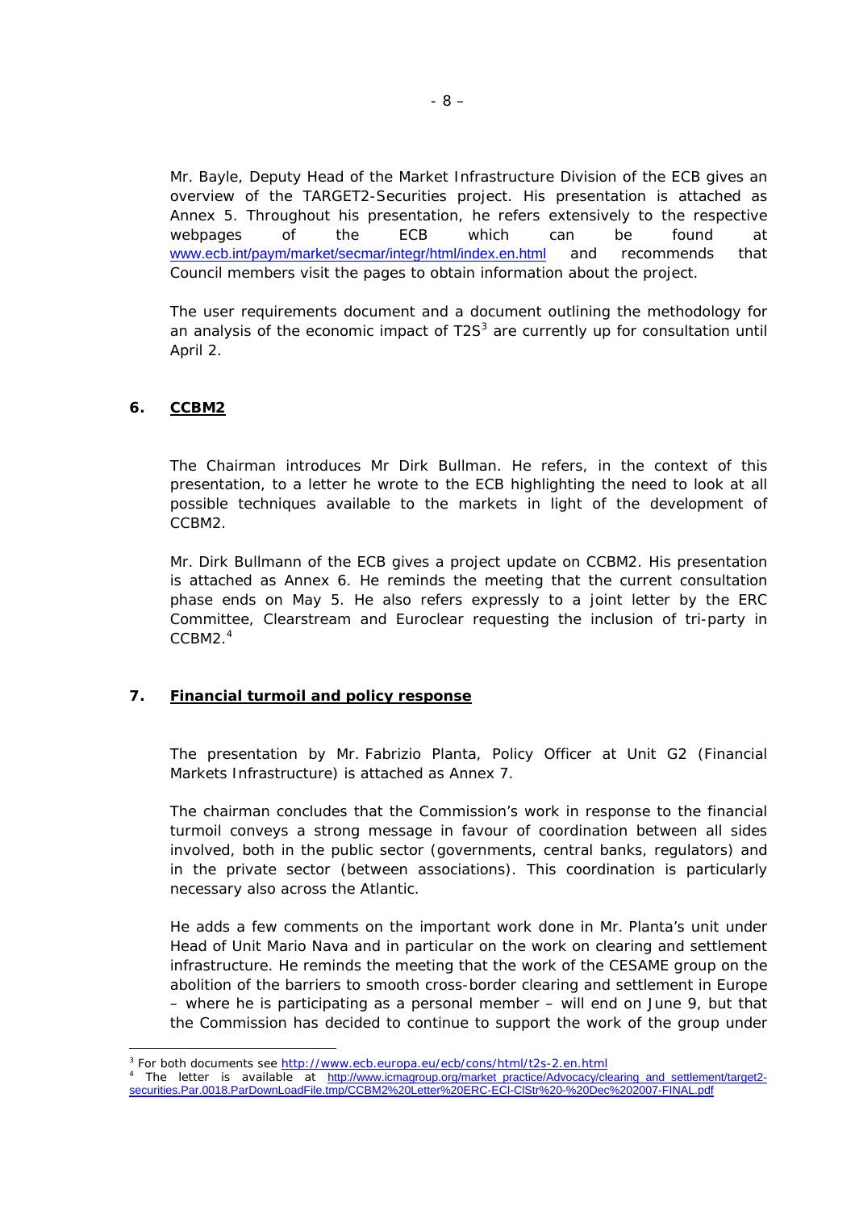Mr. Bayle, Deputy Head of the Market Infrastructure Division of the ECB gives an overview of the TARGET2-Securities project. His presentation is attached as Annex 5. Throughout his presentation, he refers extensively to the respective webpages of the ECB which can be found at www.ecb.int/paym/market/secmar/integr/html/index.en.html and recommends that Council members visit the pages to obtain information about the project.

The user requirements document and a document outlining the methodology for an analysis of the economic impact of T2S[3] are currently up for consultation until April 2.

## 6. CCBM2

The Chairman introduces Mr Dirk Bullman. He refers, in the context of this presentation, to a letter he wrote to the ECB highlighting the need to look at all possible techniques available to the markets in light of the development of CCBM2.

Mr. Dirk Bullmann of the ECB gives a project update on CCBM2. His presentation is attached as Annex 6. He reminds the meeting that the current consultation phase ends on May 5. He also refers expressly to a joint letter by the ERC Committee, Clearstream and Euroclear requesting the inclusion of tri-party in CCBM2.[4]

## 7. Financial turmoil and policy response

The presentation by Mr. Fabrizio Planta, Policy Officer at Unit G2 (Financial Markets Infrastructure) is attached as Annex 7.

The chairman concludes that the Commission's work in response to the financial turmoil conveys a strong message in favour of coordination between all sides involved, both in the public sector (governments, central banks, regulators) and in the private sector (between associations). This coordination is particularly necessary also across the Atlantic.

He adds a few comments on the important work done in Mr. Planta's unit under Head of Unit Mario Nava and in particular on the work on clearing and settlement infrastructure. He reminds the meeting that the work of the CESAME group on the abolition of the barriers to smooth cross-border clearing and settlement in Europe – where he is participating as a personal member – will end on June 9, but that the Commission has decided to continue to support the work of the group under

---

[3] For both documents see http://www.ecb.europa.eu/ecb/cons/html/t2s-2.en.html

[4] The letter is available at http://www.icmagroup.org/market_practice/Advocacy/clearing_and_settlement/target2-securities.Par.0018.ParDownLoadFile.tmp/CCBM2%20Letter%20ERC-ECl-ClStr%20-%20Dec%202007-FINAL.pdf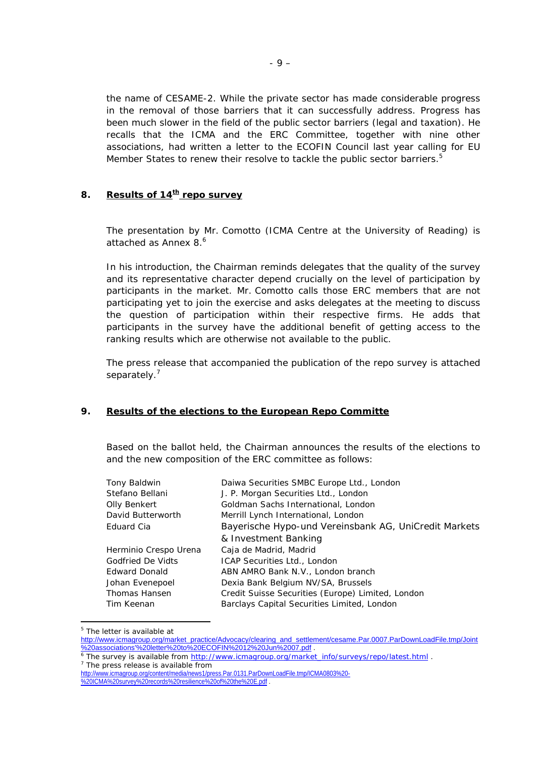the name of CESAME-2. While the private sector has made considerable progress in the removal of those barriers that it can successfully address. Progress has been much slower in the field of the public sector barriers (legal and taxation). He recalls that the ICMA and the ERC Committee, together with nine other associations, had written a letter to the ECOFIN Council last year calling for EU Member States to renew their resolve to tackle the public sector barriers.[5]

## 8. Results of 14th repo survey

The presentation by Mr. Comotto (ICMA Centre at the University of Reading) is attached as Annex 8.[6]

In his introduction, the Chairman reminds delegates that the quality of the survey and its representative character depend crucially on the level of participation by participants in the market. Mr. Comotto calls those ERC members that are not participating yet to join the exercise and asks delegates at the meeting to discuss the question of participation within their respective firms. He adds that participants in the survey have the additional benefit of getting access to the ranking results which are otherwise not available to the public.

The press release that accompanied the publication of the repo survey is attached separately.[7]

## 9. Results of the elections to the European Repo Committe

Based on the ballot held, the Chairman announces the results of the elections to and the new composition of the ERC committee as follows:

| | |
|---|---|
| Tony Baldwin | Daiwa Securities SMBC Europe Ltd., London |
| Stefano Bellani | J. P. Morgan Securities Ltd., London |
| Olly Benkert | Goldman Sachs International, London |
| David Butterworth | Merrill Lynch International, London |
| Eduard Cia | Bayerische Hypo-und Vereinsbank AG, UniCredit Markets & Investment Banking |
| Herminio Crespo Urena | Caja de Madrid, Madrid |
| Godfried De Vidts | ICAP Securities Ltd., London |
| Edward Donald | ABN AMRO Bank N.V., London branch |
| Johan Evenepoel | Dexia Bank Belgium NV/SA, Brussels |
| Thomas Hansen | Credit Suisse Securities (Europe) Limited, London |
| Tim Keenan | Barclays Capital Securities Limited, London |

---

[5] The letter is available at http://www.icmagroup.org/market_practice/Advocacy/clearing_and_settlement/cesame.Par.0007.ParDownLoadFile.tmp/Joint%20associations'%20letter%20to%20ECOFIN%2012%20Jun%2007.pdf .

[6] The survey is available from http://www.icmagroup.org/market_info/surveys/repo/latest.html .

[7] The press release is available from http://www.icmagroup.org/content/media/news1/press.Par.0131.ParDownLoadFile.tmp/ICMA0803%20-%20ICMA%20survey%20records%20resilience%20of%20the%20E.pdf .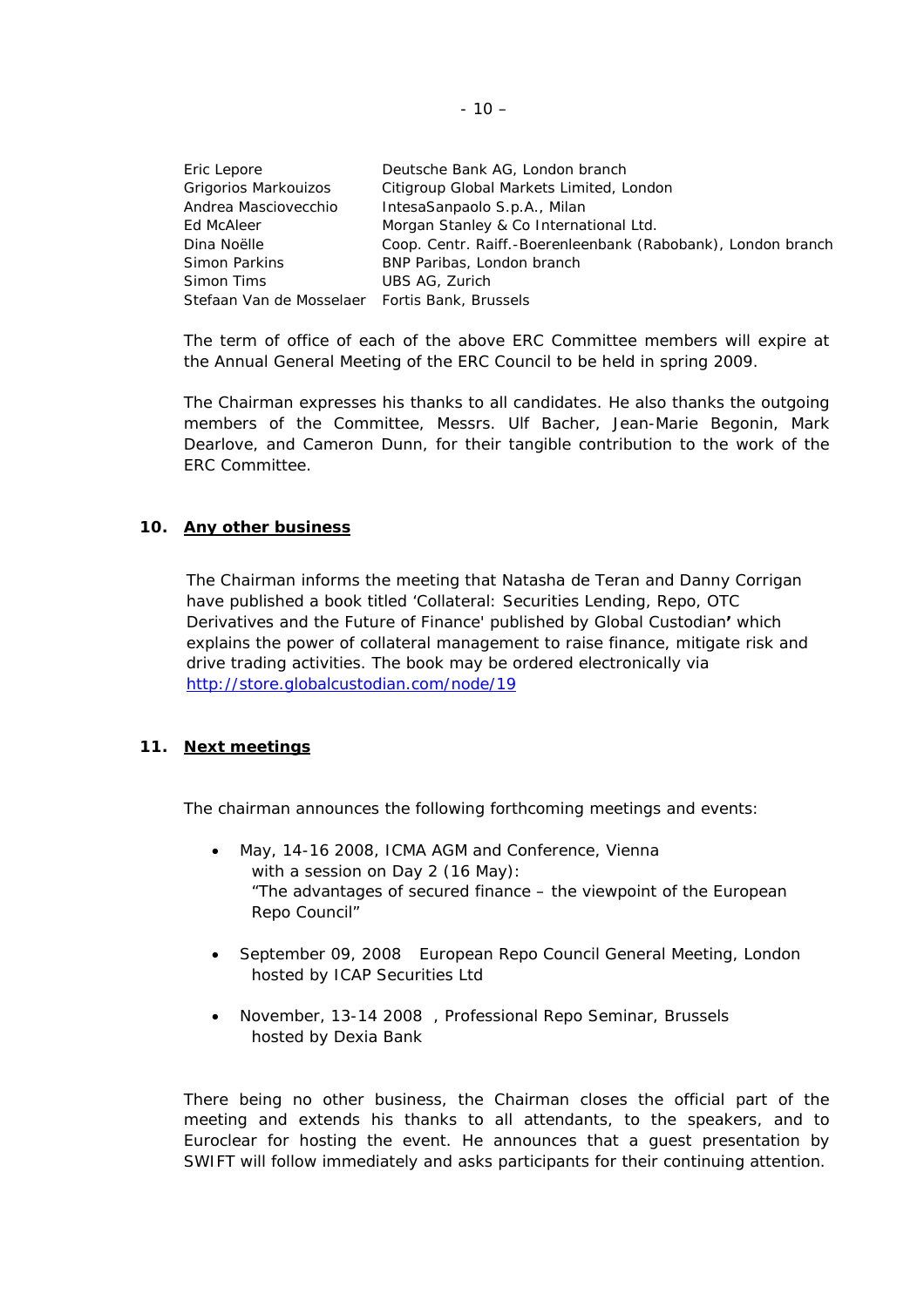| | |
|---|---|
| Eric Lepore | Deutsche Bank AG, London branch |
| Grigorios Markouizos | Citigroup Global Markets Limited, London |
| Andrea Masciovecchio | IntesaSanpaolo S.p.A., Milan |
| Ed McAleer | Morgan Stanley & Co International Ltd. |
| Dina Noëlle | Coop. Centr. Raiff.-Boerenleenbank (Rabobank), London branch |
| Simon Parkins | BNP Paribas, London branch |
| Simon Tims | UBS AG, Zurich |
| Stefaan Van de Mosselaer | Fortis Bank, Brussels |

The term of office of each of the above ERC Committee members will expire at the Annual General Meeting of the ERC Council to be held in spring 2009.

The Chairman expresses his thanks to all candidates. He also thanks the outgoing members of the Committee, Messrs. Ulf Bacher, Jean-Marie Begonin, Mark Dearlove, and Cameron Dunn, for their tangible contribution to the work of the ERC Committee.

## 10. Any other business

The Chairman informs the meeting that Natasha de Teran and Danny Corrigan have published a book titled 'Collateral: Securities Lending, Repo, OTC Derivatives and the Future of Finance' published by Global Custodian' which explains the power of collateral management to raise finance, mitigate risk and drive trading activities. The book may be ordered electronically via http://store.globalcustodian.com/node/19

## 11. Next meetings

The chairman announces the following forthcoming meetings and events:

- May, 14-16 2008, ICMA AGM and Conference, Vienna
  with a session on Day 2 (16 May):
  "The advantages of secured finance – the viewpoint of the European Repo Council"

- September 09, 2008 European Repo Council General Meeting, London
  hosted by ICAP Securities Ltd

- November, 13-14 2008 , Professional Repo Seminar, Brussels
  hosted by Dexia Bank

There being no other business, the Chairman closes the official part of the meeting and extends his thanks to all attendants, to the speakers, and to Euroclear for hosting the event. He announces that a guest presentation by SWIFT will follow immediately and asks participants for their continuing attention.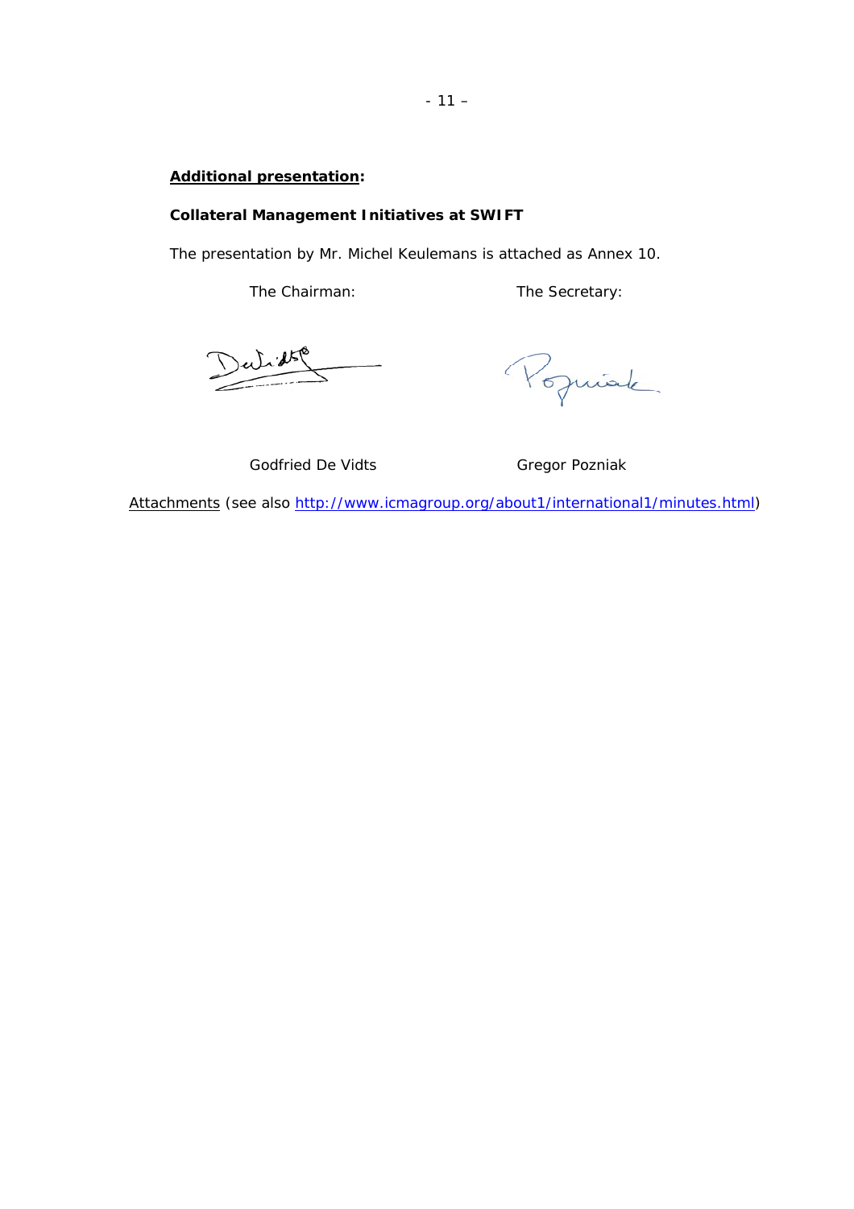**Additional presentation:**

**Collateral Management Initiatives at SWIFT**

The presentation by Mr. Michel Keulemans is attached as Annex 10.

| The Chairman: | The Secretary: |
| --- | --- |
| Godfried De Vidts | Gregor Pozniak |

Attachments (see also http://www.icmagroup.org/about1/international1/minutes.html)